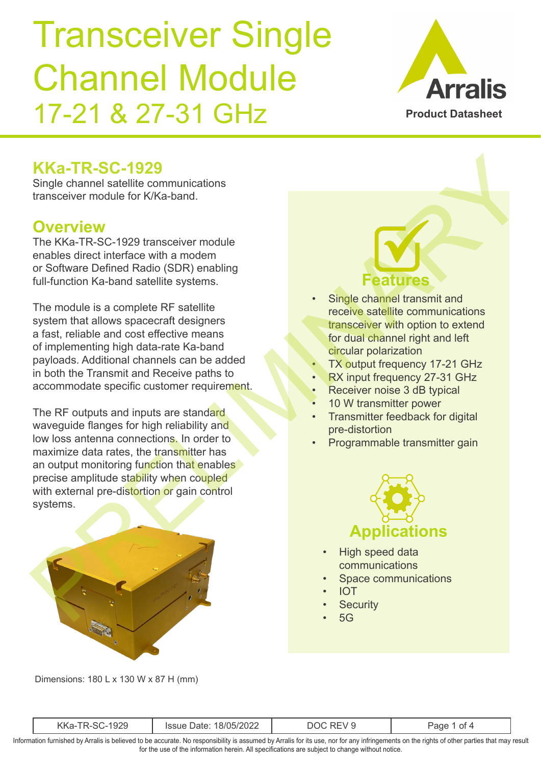# Transceiver Single Channel Module 17-21 & 27-31 GHz

Arralis

Product Datasheet

## KKa-TR-SC-1929

Single channel satellite communications transceiver module for K/Ka-band.

## Overview

The KKa-TR-SC-1929 transceiver module enables direct interface with a modem or Software Defined Radio (SDR) enabling full-function Ka-band satellite systems.

The module is a complete RF satellite system that allows spacecraft designers a fast, reliable and cost effective means of implementing high data-rate Ka-band payloads. Additional channels can be added in both the Transmit and Receive paths to accommodate specific customer requirement.

The RF outputs and inputs are standard waveguide flanges for high reliability and low loss antenna connections. In order to maximize data rates, the transmitter has an output monitoring function that enables precise amplitude stability when coupled with external pre-distortion or gain control systems.

Dimensions: 180 L x 130 W x 87 H (mm)

## Features

- Single channel transmit and receive satellite communications transceiver with option to extend for dual channel right and left circular polarization
- TX output frequency 17-21 GHz
- RX input frequency 27-31 GHz
- Receiver noise 3 dB typical
- 10 W transmitter power
- Transmitter feedback for digital pre-distortion
- Programmable transmitter gain

## Applications

- High speed data communications
- Space communications
- IOT
- Security
- 5G

PRELIMINARY

| KKa-TR-SC-1929 | Issue Date: 18/05/2022 | DOC REV 9 | Page 1 of 4 |
|---|---|---|---|

Information furnished by Arralis is believed to be accurate. No responsibility is assumed by Arralis for its use, nor for any infringements on the rights of other parties that may result for the use of the information herein. All specifications are subject to change without notice.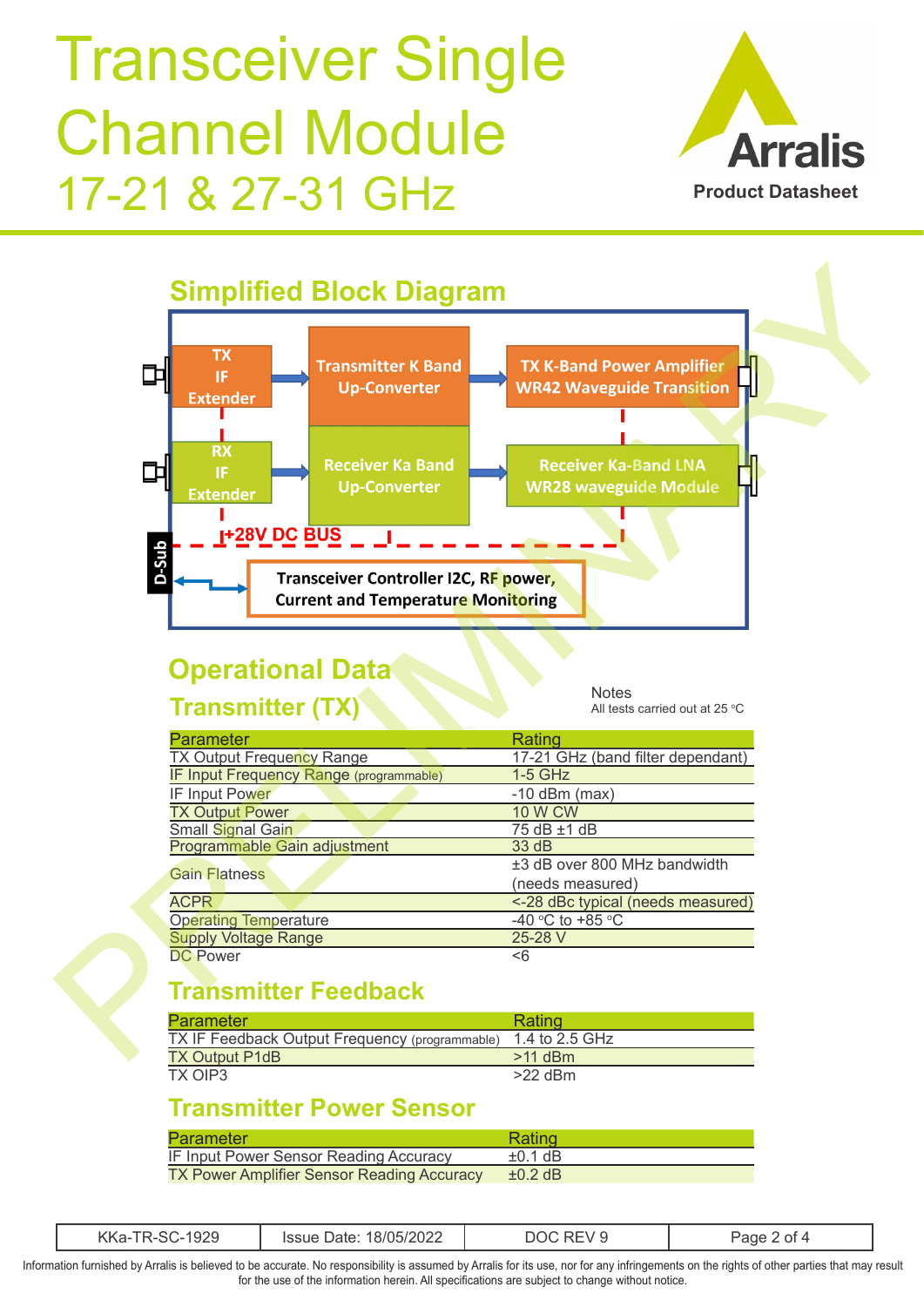# Transceiver Single Channel Module 17-21 & 27-31 GHz

Arralis
**Product Datasheet**

## Simplified Block Diagram

TX IF Extender

Transmitter K Band Up-Converter

TX K-Band Power Amplifier WR42 Waveguide Transition

RX IF Extender

Receiver Ka Band Up-Converter

Receiver Ka-Band LNA WR28 waveguide Module

+28V DC BUS

D-Sub

Transceiver Controller I2C, RF power, Current and Temperature Monitoring

## Operational Data

### Transmitter (TX)

Notes
All tests carried out at 25 °C

| Parameter | Rating |
|---|---|
| TX Output Frequency Range | 17-21 GHz (band filter dependant) |
| IF Input Frequency Range (programmable) | 1-5 GHz |
| IF Input Power | -10 dBm (max) |
| TX Output Power | 10 W CW |
| Small Signal Gain | 75 dB ±1 dB |
| Programmable Gain adjustment | 33 dB |
| Gain Flatness | ±3 dB over 800 MHz bandwidth (needs measured) |
| ACPR | <-28 dBc typical (needs measured) |
| Operating Temperature | -40 °C to +85 °C |
| Supply Voltage Range | 25-28 V |
| DC Power | <6 |

### Transmitter Feedback

| Parameter | Rating |
|---|---|
| TX IF Feedback Output Frequency (programmable) | 1.4 to 2.5 GHz |
| TX Output P1dB | >11 dBm |
| TX OIP3 | >22 dBm |

### Transmitter Power Sensor

| Parameter | Rating |
|---|---|
| IF Input Power Sensor Reading Accuracy | ±0.1 dB |
| TX Power Amplifier Sensor Reading Accuracy | ±0.2 dB |

| KKa-TR-SC-1929 | Issue Date: 18/05/2022 | DOC REV 9 |
|---|---|---|

Information furnished by Arralis is believed to be accurate. No responsibility is assumed by Arralis for its use, nor for any infringements on the rights of other parties that may result for the use of the information herein. All specifications are subject to change without notice.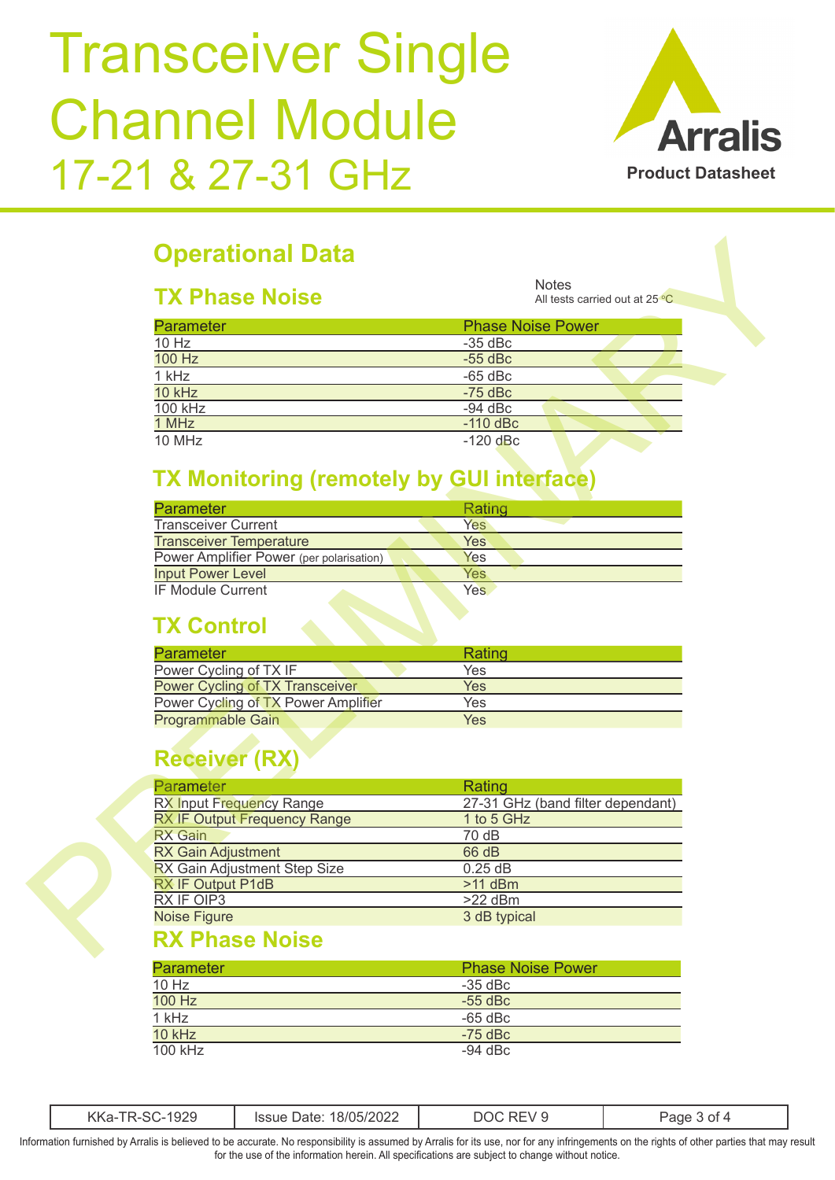# Transceiver Single Channel Module 17-21 & 27-31 GHz

**Arralis** Product Datasheet

## Operational Data

### TX Phase Noise

Notes
All tests carried out at 25 °C

| Parameter | Phase Noise Power |
|---|---|
| 10 Hz | -35 dBc |
| 100 Hz | -55 dBc |
| 1 kHz | -65 dBc |
| 10 kHz | -75 dBc |
| 100 kHz | -94 dBc |
| 1 MHz | -110 dBc |
| 10 MHz | -120 dBc |

### TX Monitoring (remotely by GUI interface)

| Parameter | Rating |
|---|---|
| Transceiver Current | Yes |
| Transceiver Temperature | Yes |
| Power Amplifier Power (per polarisation) | Yes |
| Input Power Level | Yes |
| IF Module Current | Yes |

### TX Control

| Parameter | Rating |
|---|---|
| Power Cycling of TX IF | Yes |
| Power Cycling of TX Transceiver | Yes |
| Power Cycling of TX Power Amplifier | Yes |
| Programmable Gain | Yes |

### Receiver (RX)

| Parameter | Rating |
|---|---|
| RX Input Frequency Range | 27-31 GHz (band filter dependant) |
| RX IF Output Frequency Range | 1 to 5 GHz |
| RX Gain | 70 dB |
| RX Gain Adjustment | 66 dB |
| RX Gain Adjustment Step Size | 0.25 dB |
| RX IF Output P1dB | >11 dBm |
| RX IF OIP3 | >22 dBm |
| Noise Figure | 3 dB typical |

### RX Phase Noise

| Parameter | Phase Noise Power |
|---|---|
| 10 Hz | -35 dBc |
| 100 Hz | -55 dBc |
| 1 kHz | -65 dBc |
| 10 kHz | -75 dBc |
| 100 kHz | -94 dBc |

PRELIMINARY

| KKa-TR-SC-1929 | Issue Date: 18/05/2022 | DOC REV 9 |
|---|---|---|

Information furnished by Arralis is believed to be accurate. No responsibility is assumed by Arralis for its use, nor for any infringements on the rights of other parties that may result for the use of the information herein. All specifications are subject to change without notice.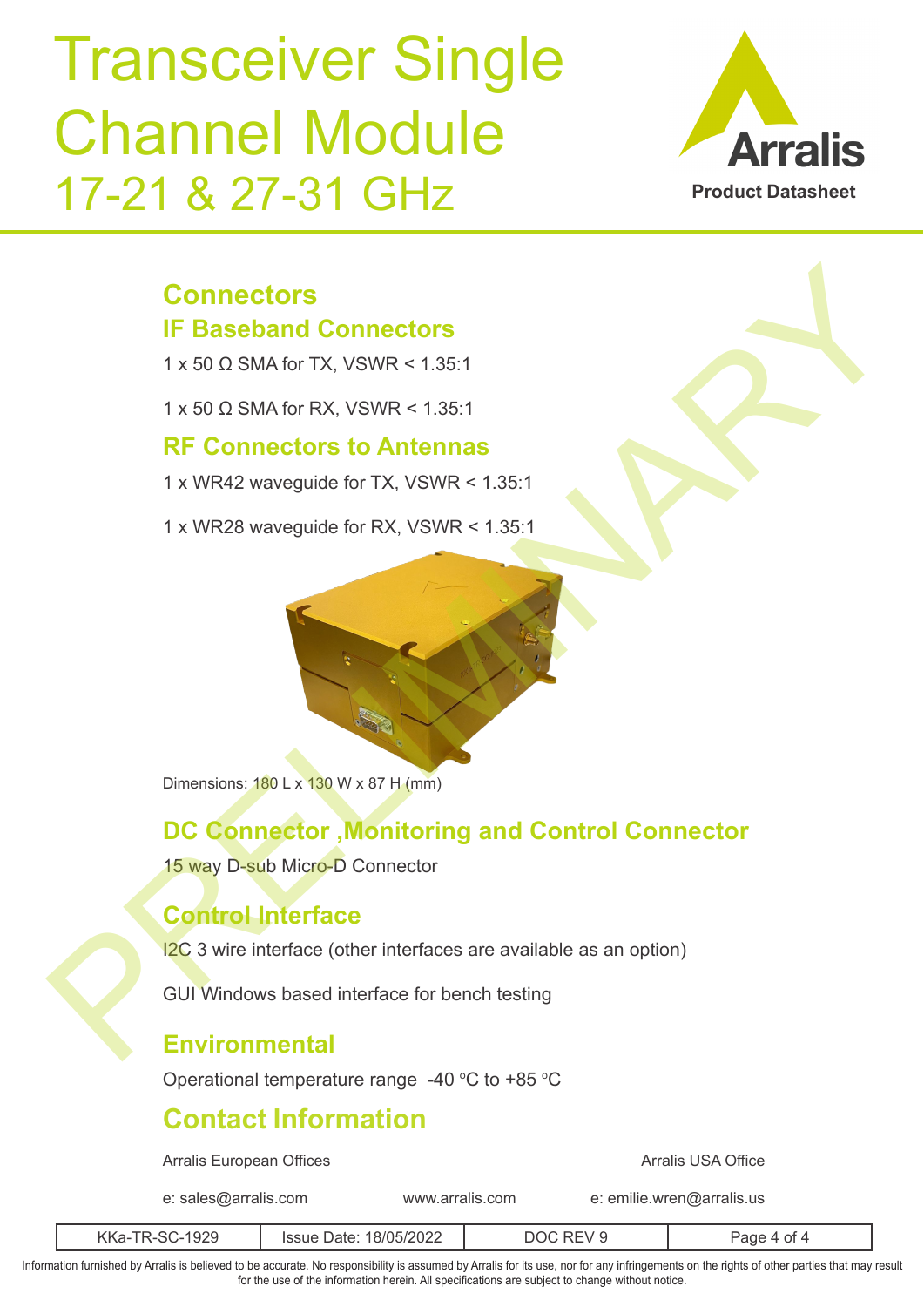# Transceiver Single Channel Module 17-21 & 27-31 GHz

Arralis Product Datasheet

## Connectors

### IF Baseband Connectors

1 x 50 Ω SMA for TX, VSWR < 1.35:1

1 x 50 Ω SMA for RX, VSWR < 1.35:1

### RF Connectors to Antennas

1 x WR42 waveguide for TX, VSWR < 1.35:1

1 x WR28 waveguide for RX, VSWR < 1.35:1

Dimensions: 180 L x 130 W x 87 H (mm)

### DC Connector ,Monitoring and Control Connector

15 way D-sub Micro-D Connector

### Control Interface

I2C 3 wire interface (other interfaces are available as an option)

GUI Windows based interface for bench testing

### Environmental

Operational temperature range -40 °C to +85 °C

## Contact Information

Arralis European Offices

e: sales@arralis.com

www.arralis.com

Arralis USA Office

e: emilie.wren@arralis.us

| KKa-TR-SC-1929 | Issue Date: 18/05/2022 | DOC REV 9 |
|---|---|---|

Information furnished by Arralis is believed to be accurate. No responsibility is assumed by Arralis for its use, nor for any infringements on the rights of other parties that may result for the use of the information herein. All specifications are subject to change without notice.

PRELIMINARY